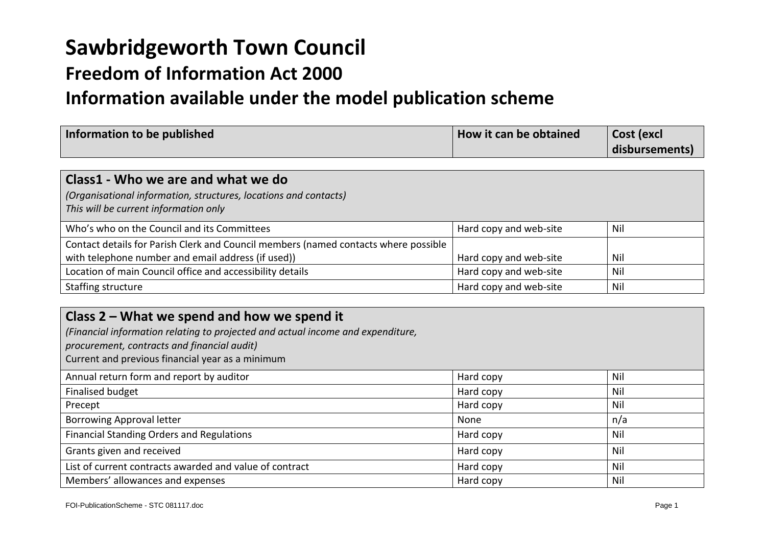# Sawbridgeworth Town Council

## Freedom of Information Act 2000

## Information available under the model publication scheme

| Information to be published | How it can be obtained | Cost (excl disbursements) |
|---|---|---|
| **Class1 - Who we are and what we do**<br>*(Organisational information, structures, locations and contacts)*<br>*This will be current information only* | | |
| Who's who on the Council and its Committees | Hard copy and web-site | Nil |
| Contact details for Parish Clerk and Council members (named contacts where possible with telephone number and email address (if used)) | Hard copy and web-site | Nil |
| Location of main Council office and accessibility details | Hard copy and web-site | Nil |
| Staffing structure | Hard copy and web-site | Nil |
| **Class 2 – What we spend and how we spend it**<br>*(Financial information relating to projected and actual income and expenditure, procurement, contracts and financial audit)*<br>Current and previous financial year as a minimum | | |
| Annual return form and report by auditor | Hard copy | Nil |
| Finalised budget | Hard copy | Nil |
| Precept | Hard copy | Nil |
| Borrowing Approval letter | None | n/a |
| Financial Standing Orders and Regulations | Hard copy | Nil |
| Grants given and received | Hard copy | Nil |
| List of current contracts awarded and value of contract | Hard copy | Nil |
| Members' allowances and expenses | Hard copy | Nil |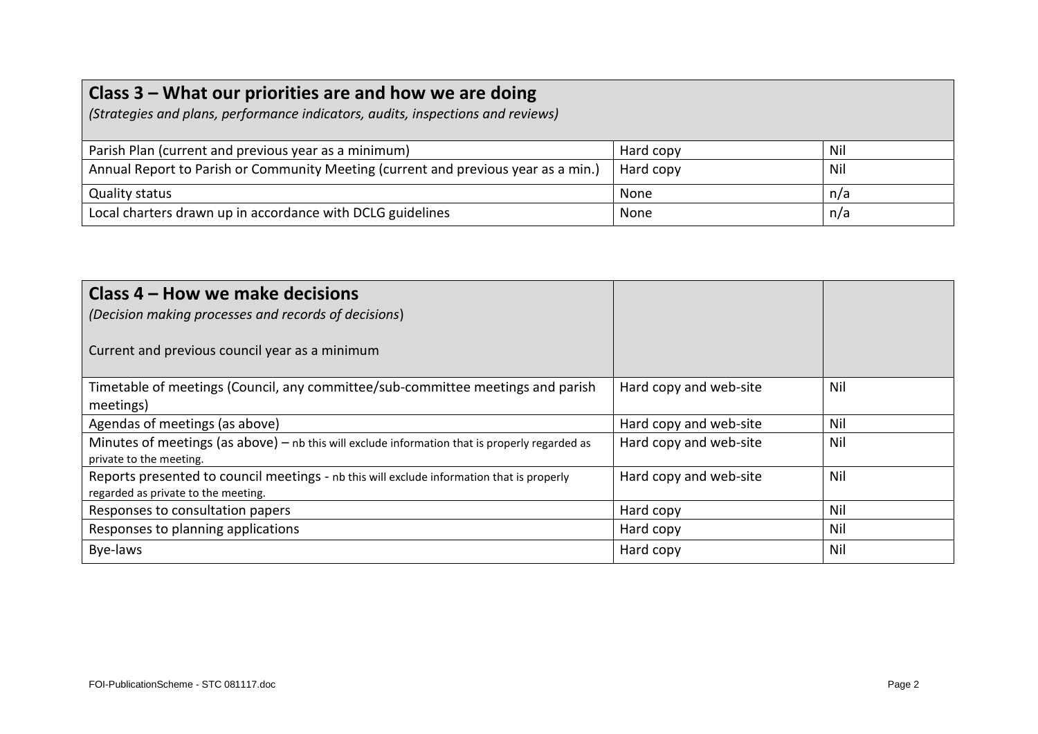| **Class 3 – What our priorities are and how we are doing**<br>*(Strategies and plans, performance indicators, audits, inspections and reviews)* | | |
|---|---|---|
| Parish Plan (current and previous year as a minimum) | Hard copy | Nil |
| Annual Report to Parish or Community Meeting (current and previous year as a min.) | Hard copy | Nil |
| Quality status | None | n/a |
| Local charters drawn up in accordance with DCLG guidelines | None | n/a |

| **Class 4 – How we make decisions**<br>*(Decision making processes and records of decisions)*<br><br>Current and previous council year as a minimum | | |
|---|---|---|
| Timetable of meetings (Council, any committee/sub-committee meetings and parish meetings) | Hard copy and web-site | Nil |
| Agendas of meetings (as above) | Hard copy and web-site | Nil |
| Minutes of meetings (as above) – nb this will exclude information that is properly regarded as private to the meeting. | Hard copy and web-site | Nil |
| Reports presented to council meetings - nb this will exclude information that is properly regarded as private to the meeting. | Hard copy and web-site | Nil |
| Responses to consultation papers | Hard copy | Nil |
| Responses to planning applications | Hard copy | Nil |
| Bye-laws | Hard copy | Nil |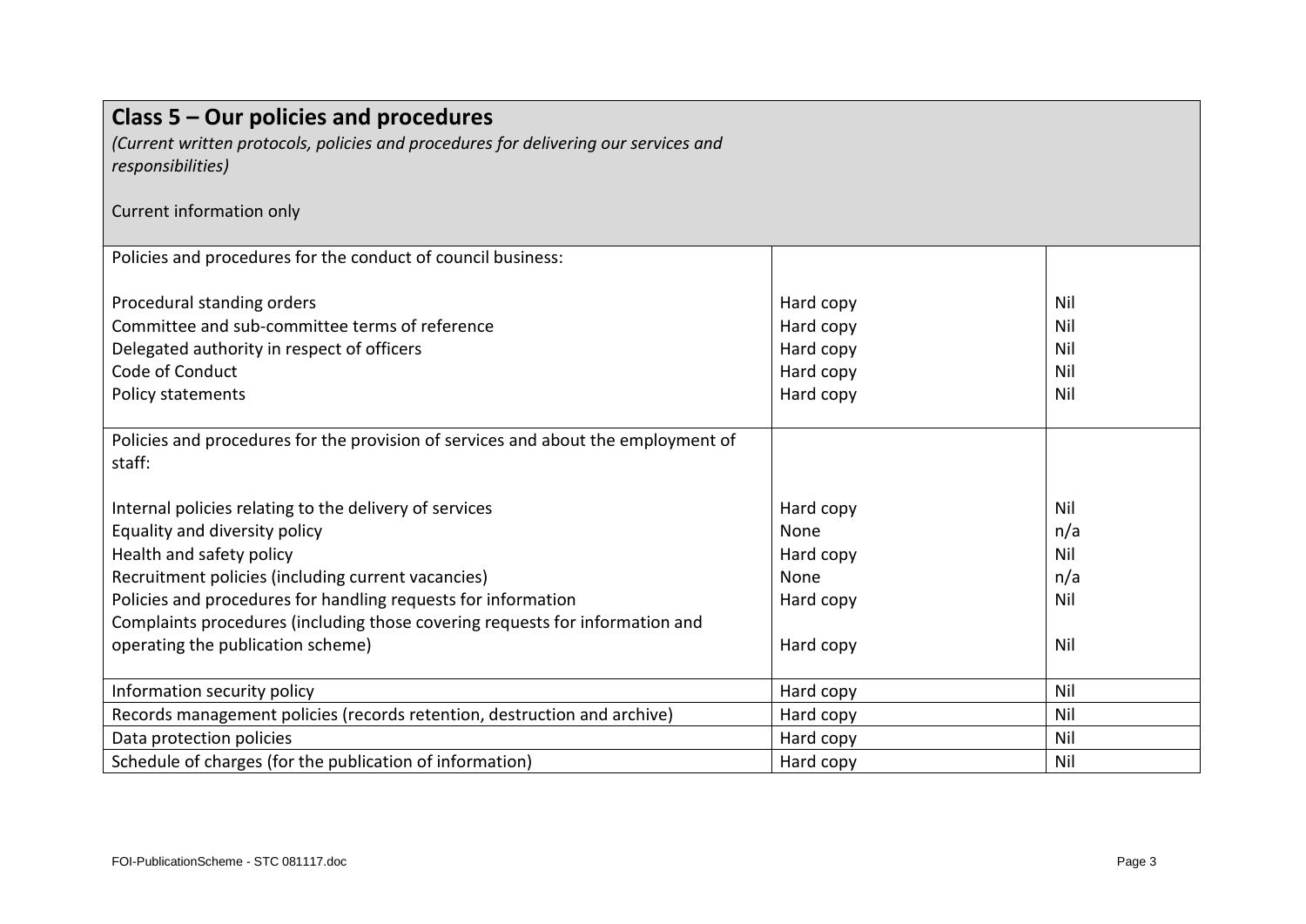## Class 5 – Our policies and procedures

*(Current written protocols, policies and procedures for delivering our services and responsibilities)*

Current information only

| | | |
|---|---|---|
| Policies and procedures for the conduct of council business: | | |
| Procedural standing orders | Hard copy | Nil |
| Committee and sub-committee terms of reference | Hard copy | Nil |
| Delegated authority in respect of officers | Hard copy | Nil |
| Code of Conduct | Hard copy | Nil |
| Policy statements | Hard copy | Nil |
| Policies and procedures for the provision of services and about the employment of staff: | | |
| Internal policies relating to the delivery of services | Hard copy | Nil |
| Equality and diversity policy | None | n/a |
| Health and safety policy | Hard copy | Nil |
| Recruitment policies (including current vacancies) | None | n/a |
| Policies and procedures for handling requests for information | Hard copy | Nil |
| Complaints procedures (including those covering requests for information and operating the publication scheme) | Hard copy | Nil |
| Information security policy | Hard copy | Nil |
| Records management policies (records retention, destruction and archive) | Hard copy | Nil |
| Data protection policies | Hard copy | Nil |
| Schedule of charges (for the publication of information) | Hard copy | Nil |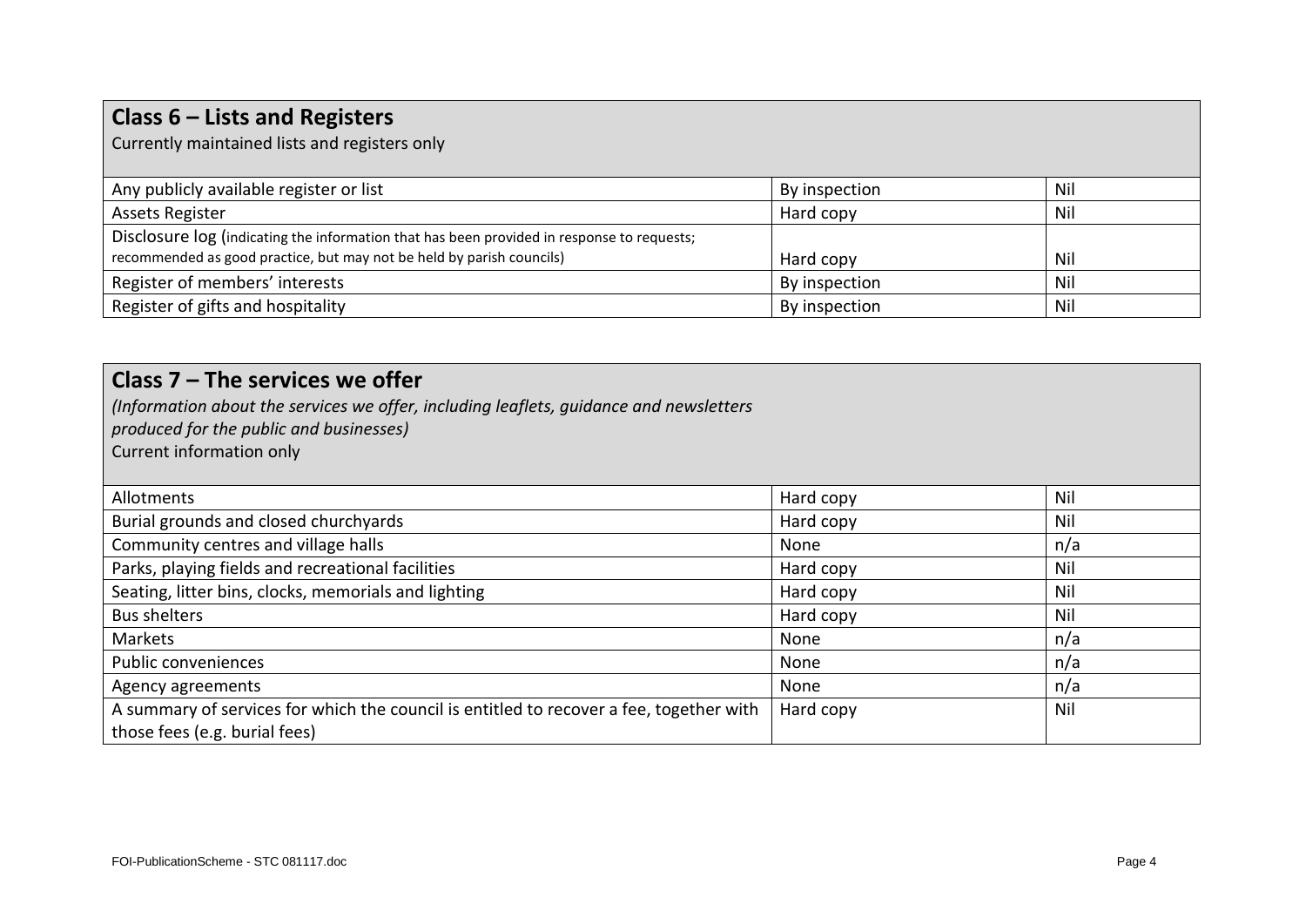## Class 6 – Lists and Registers

Currently maintained lists and registers only

| | | |
|---|---|---|
| Any publicly available register or list | By inspection | Nil |
| Assets Register | Hard copy | Nil |
| Disclosure log (indicating the information that has been provided in response to requests; recommended as good practice, but may not be held by parish councils) | Hard copy | Nil |
| Register of members' interests | By inspection | Nil |
| Register of gifts and hospitality | By inspection | Nil |

## Class 7 – The services we offer

*(Information about the services we offer, including leaflets, guidance and newsletters produced for the public and businesses)*

Current information only

| | | |
|---|---|---|
| Allotments | Hard copy | Nil |
| Burial grounds and closed churchyards | Hard copy | Nil |
| Community centres and village halls | None | n/a |
| Parks, playing fields and recreational facilities | Hard copy | Nil |
| Seating, litter bins, clocks, memorials and lighting | Hard copy | Nil |
| Bus shelters | Hard copy | Nil |
| Markets | None | n/a |
| Public conveniences | None | n/a |
| Agency agreements | None | n/a |
| A summary of services for which the council is entitled to recover a fee, together with those fees (e.g. burial fees) | Hard copy | Nil |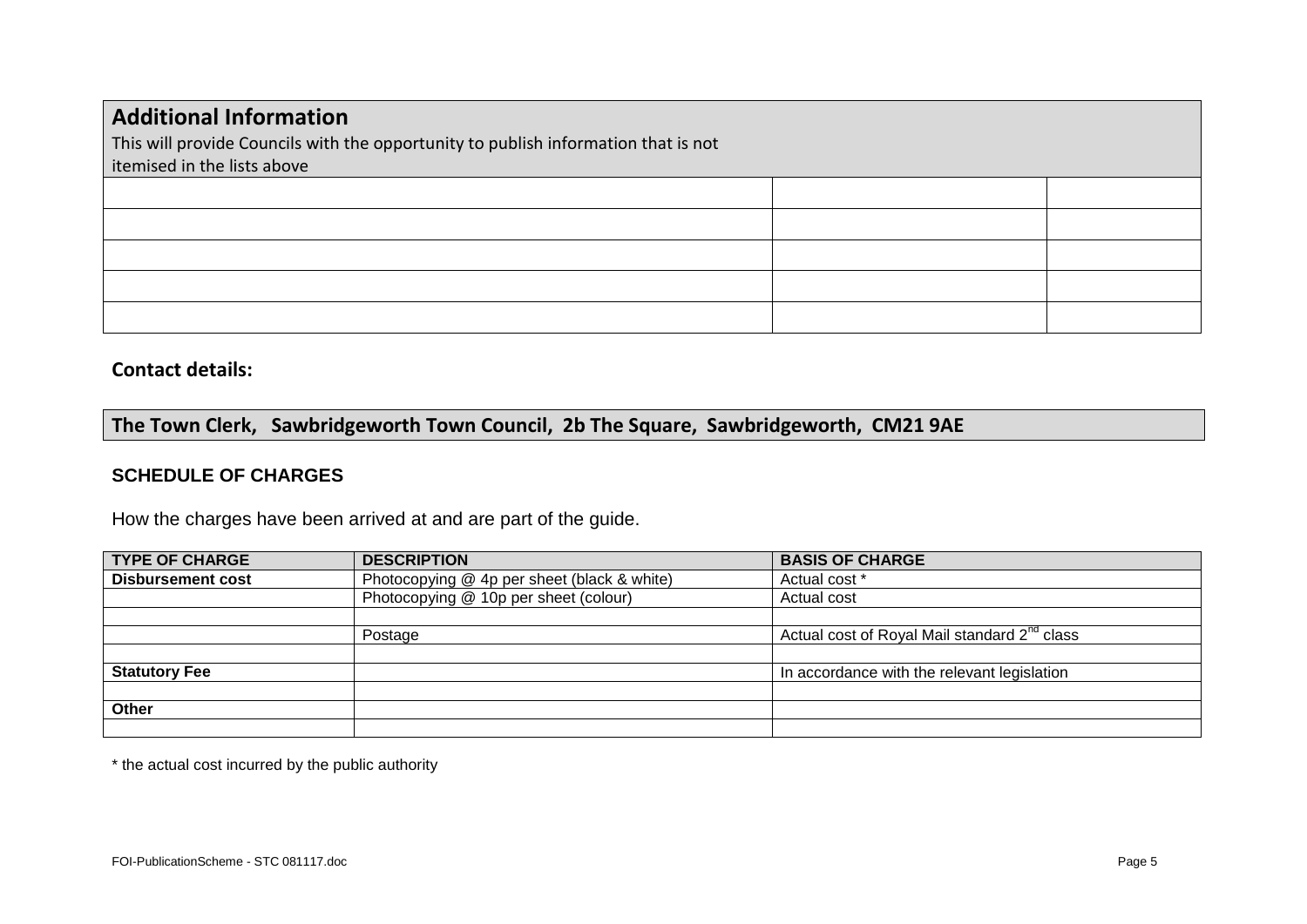| **Additional Information**<br>This will provide Councils with the opportunity to publish information that is not itemised in the lists above | | |
|---|---|---|
| | | |
| | | |
| | | |
| | | |
| | | |

**Contact details:**

**The Town Clerk, Sawbridgeworth Town Council, 2b The Square, Sawbridgeworth, CM21 9AE**

**SCHEDULE OF CHARGES**

How the charges have been arrived at and are part of the guide.

| TYPE OF CHARGE | DESCRIPTION | BASIS OF CHARGE |
|---|---|---|
| **Disbursement cost** | Photocopying @ 4p per sheet (black & white) | Actual cost * |
| | Photocopying @ 10p per sheet (colour) | Actual cost |
| | | |
| | Postage | Actual cost of Royal Mail standard 2nd class |
| | | |
| **Statutory Fee** | | In accordance with the relevant legislation |
| | | |
| **Other** | | |
| | | |

* the actual cost incurred by the public authority

FOI-PublicationScheme - STC 081117.doc